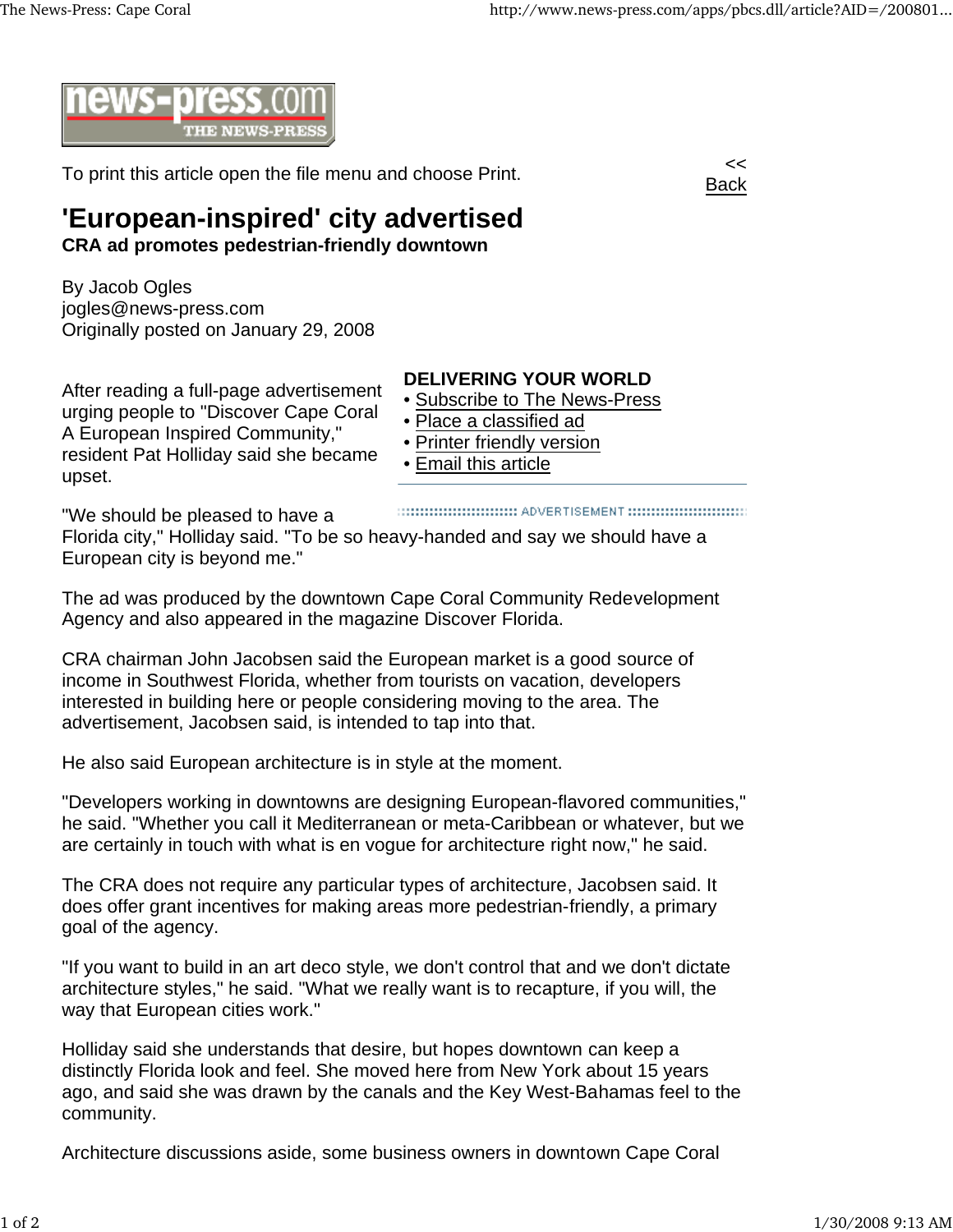To print this article open the file menu and choose Print.

<< Back

# 'European-inspired' city advertised

**CRA ad promotes pedestrian-friendly downtown**

By Jacob Ogles
jogles@news-press.com
Originally posted on January 29, 2008

**DELIVERING YOUR WORLD**

- Subscribe to The News-Press
- Place a classified ad
- Printer friendly version
- Email this article

After reading a full-page advertisement urging people to "Discover Cape Coral A European Inspired Community," resident Pat Holliday said she became upset.

"We should be pleased to have a Florida city," Holliday said. "To be so heavy-handed and say we should have a European city is beyond me."

The ad was produced by the downtown Cape Coral Community Redevelopment Agency and also appeared in the magazine Discover Florida.

CRA chairman John Jacobsen said the European market is a good source of income in Southwest Florida, whether from tourists on vacation, developers interested in building here or people considering moving to the area. The advertisement, Jacobsen said, is intended to tap into that.

He also said European architecture is in style at the moment.

"Developers working in downtowns are designing European-flavored communities," he said. "Whether you call it Mediterranean or meta-Caribbean or whatever, but we are certainly in touch with what is en vogue for architecture right now," he said.

The CRA does not require any particular types of architecture, Jacobsen said. It does offer grant incentives for making areas more pedestrian-friendly, a primary goal of the agency.

"If you want to build in an art deco style, we don't control that and we don't dictate architecture styles," he said. "What we really want is to recapture, if you will, the way that European cities work."

Holliday said she understands that desire, but hopes downtown can keep a distinctly Florida look and feel. She moved here from New York about 15 years ago, and said she was drawn by the canals and the Key West-Bahamas feel to the community.

Architecture discussions aside, some business owners in downtown Cape Coral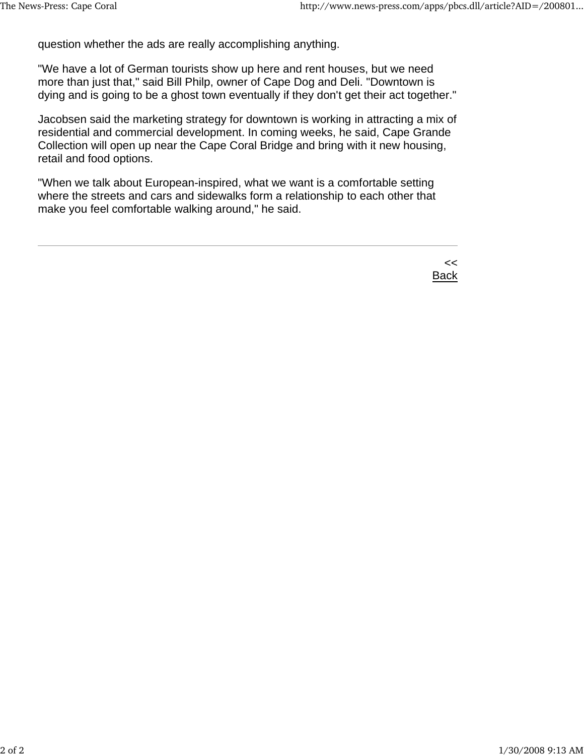question whether the ads are really accomplishing anything.

"We have a lot of German tourists show up here and rent houses, but we need more than just that," said Bill Philp, owner of Cape Dog and Deli. "Downtown is dying and is going to be a ghost town eventually if they don't get their act together."

Jacobsen said the marketing strategy for downtown is working in attracting a mix of residential and commercial development. In coming weeks, he said, Cape Grande Collection will open up near the Cape Coral Bridge and bring with it new housing, retail and food options.

"When we talk about European-inspired, what we want is a comfortable setting where the streets and cars and sidewalks form a relationship to each other that make you feel comfortable walking around," he said.

---

<< Back